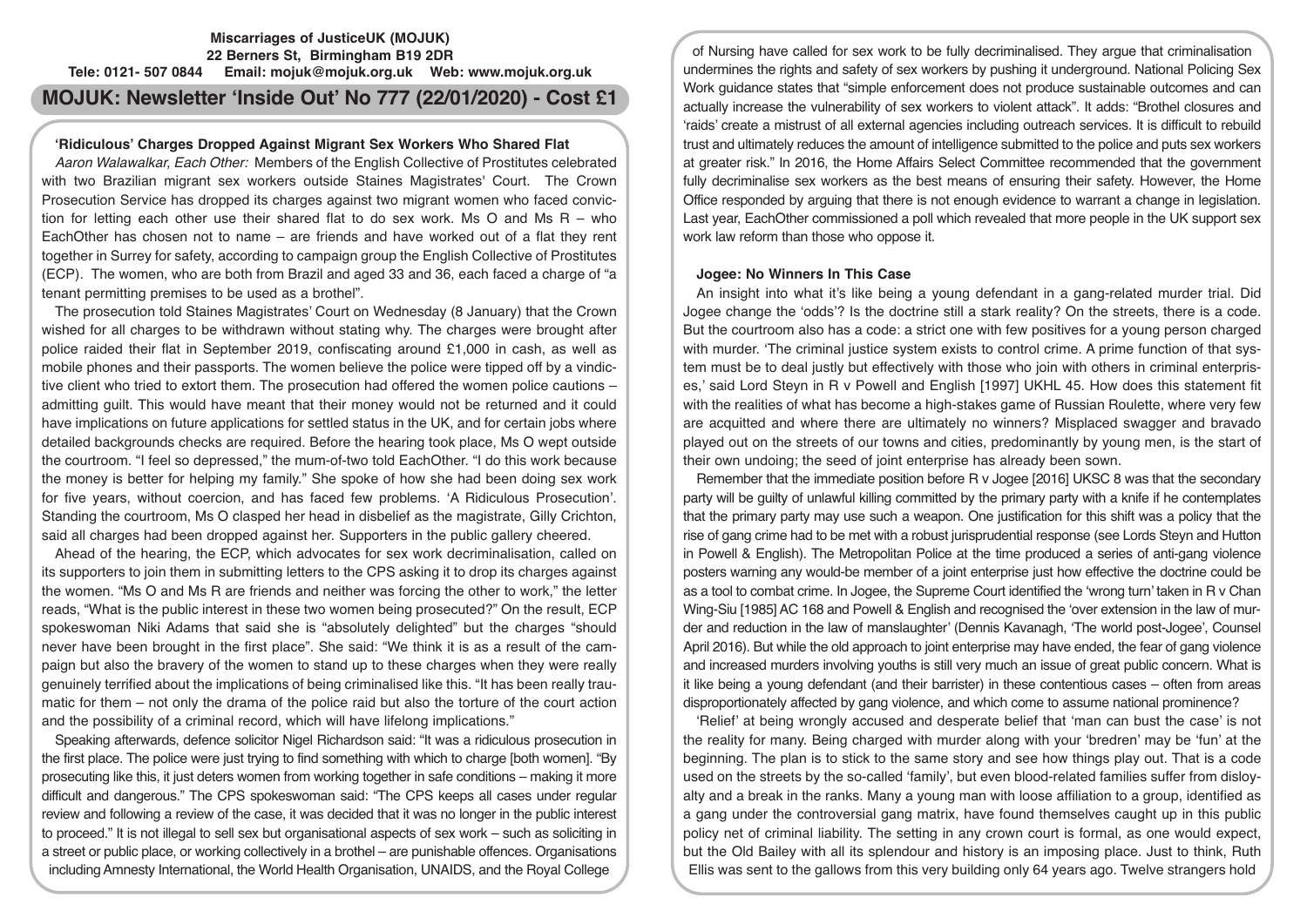**Miscarriages of JusticeUK (MOJUK)**
**22 Berners St, Birmingham B19 2DR**
**Tele: 0121- 507 0844 Email: mojuk@mojuk.org.uk Web: www.mojuk.org.uk**

# MOJUK: Newsletter 'Inside Out' No 777 (22/01/2020) - Cost £1

## 'Ridiculous' Charges Dropped Against Migrant Sex Workers Who Shared Flat

*Aaron Walawalkar, Each Other:* Members of the English Collective of Prostitutes celebrated with two Brazilian migrant sex workers outside Staines Magistrates' Court. The Crown Prosecution Service has dropped its charges against two migrant women who faced conviction for letting each other use their shared flat to do sex work. Ms O and Ms R – who EachOther has chosen not to name – are friends and have worked out of a flat they rent together in Surrey for safety, according to campaign group the English Collective of Prostitutes (ECP). The women, who are both from Brazil and aged 33 and 36, each faced a charge of "a tenant permitting premises to be used as a brothel".

The prosecution told Staines Magistrates' Court on Wednesday (8 January) that the Crown wished for all charges to be withdrawn without stating why. The charges were brought after police raided their flat in September 2019, confiscating around £1,000 in cash, as well as mobile phones and their passports. The women believe the police were tipped off by a vindictive client who tried to extort them. The prosecution had offered the women police cautions – admitting guilt. This would have meant that their money would not be returned and it could have implications on future applications for settled status in the UK, and for certain jobs where detailed backgrounds checks are required. Before the hearing took place, Ms O wept outside the courtroom. "I feel so depressed," the mum-of-two told EachOther. "I do this work because the money is better for helping my family." She spoke of how she had been doing sex work for five years, without coercion, and has faced few problems. 'A Ridiculous Prosecution'. Standing the courtroom, Ms O clasped her head in disbelief as the magistrate, Gilly Crichton, said all charges had been dropped against her. Supporters in the public gallery cheered.

Ahead of the hearing, the ECP, which advocates for sex work decriminalisation, called on its supporters to join them in submitting letters to the CPS asking it to drop its charges against the women. "Ms O and Ms R are friends and neither was forcing the other to work," the letter reads, "What is the public interest in these two women being prosecuted?" On the result, ECP spokeswoman Niki Adams that said she is "absolutely delighted" but the charges "should never have been brought in the first place". She said: "We think it is as a result of the campaign but also the bravery of the women to stand up to these charges when they were really genuinely terrified about the implications of being criminalised like this. "It has been really traumatic for them – not only the drama of the police raid but also the torture of the court action and the possibility of a criminal record, which will have lifelong implications."

Speaking afterwards, defence solicitor Nigel Richardson said: "It was a ridiculous prosecution in the first place. The police were just trying to find something with which to charge [both women]. "By prosecuting like this, it just deters women from working together in safe conditions – making it more difficult and dangerous." The CPS spokeswoman said: "The CPS keeps all cases under regular review and following a review of the case, it was decided that it was no longer in the public interest to proceed." It is not illegal to sell sex but organisational aspects of sex work – such as soliciting in a street or public place, or working collectively in a brothel – are punishable offences. Organisations including Amnesty International, the World Health Organisation, UNAIDS, and the Royal College of Nursing have called for sex work to be fully decriminalised. They argue that criminalisation undermines the rights and safety of sex workers by pushing it underground. National Policing Sex Work guidance states that "simple enforcement does not produce sustainable outcomes and can actually increase the vulnerability of sex workers to violent attack". It adds: "Brothel closures and 'raids' create a mistrust of all external agencies including outreach services. It is difficult to rebuild trust and ultimately reduces the amount of intelligence submitted to the police and puts sex workers at greater risk." In 2016, the Home Affairs Select Committee recommended that the government fully decriminalise sex workers as the best means of ensuring their safety. However, the Home Office responded by arguing that there is not enough evidence to warrant a change in legislation. Last year, EachOther commissioned a poll which revealed that more people in the UK support sex work law reform than those who oppose it.

## Jogee: No Winners In This Case

An insight into what it's like being a young defendant in a gang-related murder trial. Did Jogee change the 'odds'? Is the doctrine still a stark reality? On the streets, there is a code. But the courtroom also has a code: a strict one with few positives for a young person charged with murder. 'The criminal justice system exists to control crime. A prime function of that system must be to deal justly but effectively with those who join with others in criminal enterprises,' said Lord Steyn in R v Powell and English [1997] UKHL 45. How does this statement fit with the realities of what has become a high-stakes game of Russian Roulette, where very few are acquitted and where there are ultimately no winners? Misplaced swagger and bravado played out on the streets of our towns and cities, predominantly by young men, is the start of their own undoing; the seed of joint enterprise has already been sown.

Remember that the immediate position before R v Jogee [2016] UKSC 8 was that the secondary party will be guilty of unlawful killing committed by the primary party with a knife if he contemplates that the primary party may use such a weapon. One justification for this shift was a policy that the rise of gang crime had to be met with a robust jurisprudential response (see Lords Steyn and Hutton in Powell & English). The Metropolitan Police at the time produced a series of anti-gang violence posters warning any would-be member of a joint enterprise just how effective the doctrine could be as a tool to combat crime. In Jogee, the Supreme Court identified the 'wrong turn' taken in R v Chan Wing-Siu [1985] AC 168 and Powell & English and recognised the 'over extension in the law of murder and reduction in the law of manslaughter' (Dennis Kavanagh, 'The world post-Jogee', Counsel April 2016). But while the old approach to joint enterprise may have ended, the fear of gang violence and increased murders involving youths is still very much an issue of great public concern. What is it like being a young defendant (and their barrister) in these contentious cases – often from areas disproportionately affected by gang violence, and which come to assume national prominence?

'Relief' at being wrongly accused and desperate belief that 'man can bust the case' is not the reality for many. Being charged with murder along with your 'bredren' may be 'fun' at the beginning. The plan is to stick to the same story and see how things play out. That is a code used on the streets by the so-called 'family', but even blood-related families suffer from disloyalty and a break in the ranks. Many a young man with loose affiliation to a group, identified as a gang under the controversial gang matrix, have found themselves caught up in this public policy net of criminal liability. The setting in any crown court is formal, as one would expect, but the Old Bailey with all its splendour and history is an imposing place. Just to think, Ruth Ellis was sent to the gallows from this very building only 64 years ago. Twelve strangers hold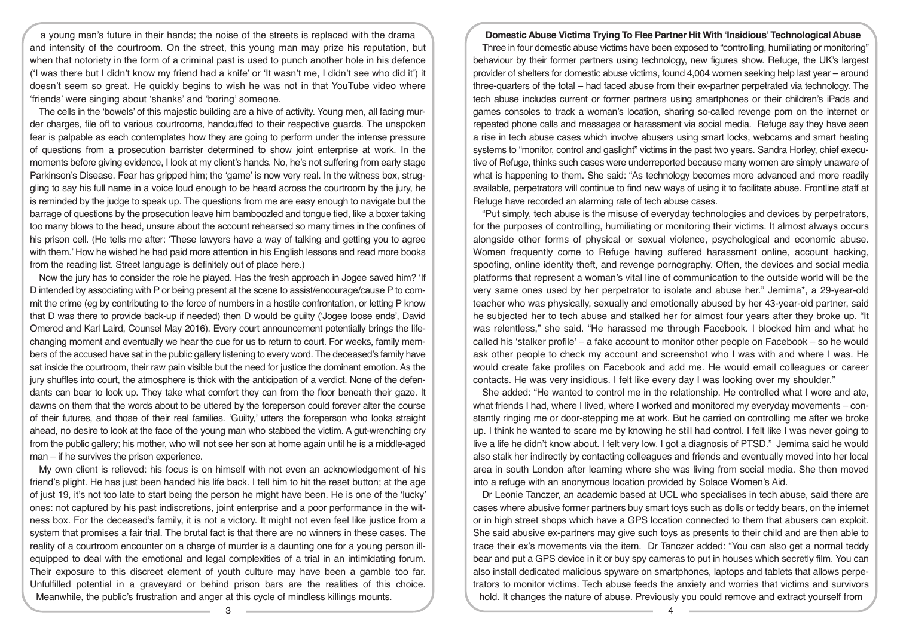a young man's future in their hands; the noise of the streets is replaced with the drama and intensity of the courtroom. On the street, this young man may prize his reputation, but when that notoriety in the form of a criminal past is used to punch another hole in his defence ('I was there but I didn't know my friend had a knife' or 'It wasn't me, I didn't see who did it') it doesn't seem so great. He quickly begins to wish he was not in that YouTube video where 'friends' were singing about 'shanks' and 'boring' someone.

The cells in the 'bowels' of this majestic building are a hive of activity. Young men, all facing murder charges, file off to various courtrooms, handcuffed to their respective guards. The unspoken fear is palpable as each contemplates how they are going to perform under the intense pressure of questions from a prosecution barrister determined to show joint enterprise at work. In the moments before giving evidence, I look at my client's hands. No, he's not suffering from early stage Parkinson's Disease. Fear has gripped him; the 'game' is now very real. In the witness box, struggling to say his full name in a voice loud enough to be heard across the courtroom by the jury, he is reminded by the judge to speak up. The questions from me are easy enough to navigate but the barrage of questions by the prosecution leave him bamboozled and tongue tied, like a boxer taking too many blows to the head, unsure about the account rehearsed so many times in the confines of his prison cell. (He tells me after: 'These lawyers have a way of talking and getting you to agree with them.' How he wished he had paid more attention in his English lessons and read more books from the reading list. Street language is definitely out of place here.)

Now the jury has to consider the role he played. Has the fresh approach in Jogee saved him? 'If D intended by associating with P or being present at the scene to assist/encourage/cause P to commit the crime (eg by contributing to the force of numbers in a hostile confrontation, or letting P know that D was there to provide back-up if needed) then D would be guilty ('Jogee loose ends', David Omerod and Karl Laird, Counsel May 2016). Every court announcement potentially brings the life-changing moment and eventually we hear the cue for us to return to court. For weeks, family members of the accused have sat in the public gallery listening to every word. The deceased's family have sat inside the courtroom, their raw pain visible but the need for justice the dominant emotion. As the jury shuffles into court, the atmosphere is thick with the anticipation of a verdict. None of the defendants can bear to look up. They take what comfort they can from the floor beneath their gaze. It dawns on them that the words about to be uttered by the foreperson could forever alter the course of their futures, and those of their real families. 'Guilty,' utters the foreperson who looks straight ahead, no desire to look at the face of the young man who stabbed the victim. A gut-wrenching cry from the public gallery; his mother, who will not see her son at home again until he is a middle-aged man – if he survives the prison experience.

My own client is relieved: his focus is on himself with not even an acknowledgement of his friend's plight. He has just been handed his life back. I tell him to hit the reset button; at the age of just 19, it's not too late to start being the person he might have been. He is one of the 'lucky' ones: not captured by his past indiscretions, joint enterprise and a poor performance in the witness box. For the deceased's family, it is not a victory. It might not even feel like justice from a system that promises a fair trial. The brutal fact is that there are no winners in these cases. The reality of a courtroom encounter on a charge of murder is a daunting one for a young person ill-equipped to deal with the emotional and legal complexities of a trial in an intimidating forum. Their exposure to this discreet element of youth culture may have been a gamble too far. Unfulfilled potential in a graveyard or behind prison bars are the realities of this choice. Meanwhile, the public's frustration and anger at this cycle of mindless killings mounts.

## Domestic Abuse Victims Trying To Flee Partner Hit With 'Insidious' Technological Abuse

Three in four domestic abuse victims have been exposed to "controlling, humiliating or monitoring" behaviour by their former partners using technology, new figures show. Refuge, the UK's largest provider of shelters for domestic abuse victims, found 4,004 women seeking help last year – around three-quarters of the total – had faced abuse from their ex-partner perpetrated via technology. The tech abuse includes current or former partners using smartphones or their children's iPads and games consoles to track a woman's location, sharing so-called revenge porn on the internet or repeated phone calls and messages or harassment via social media. Refuge say they have seen a rise in tech abuse cases which involve abusers using smart locks, webcams and smart heating systems to "monitor, control and gaslight" victims in the past two years. Sandra Horley, chief executive of Refuge, thinks such cases were underreported because many women are simply unaware of what is happening to them. She said: "As technology becomes more advanced and more readily available, perpetrators will continue to find new ways of using it to facilitate abuse. Frontline staff at Refuge have recorded an alarming rate of tech abuse cases.

"Put simply, tech abuse is the misuse of everyday technologies and devices by perpetrators, for the purposes of controlling, humiliating or monitoring their victims. It almost always occurs alongside other forms of physical or sexual violence, psychological and economic abuse. Women frequently come to Refuge having suffered harassment online, account hacking, spoofing, online identity theft, and revenge pornography. Often, the devices and social media platforms that represent a woman's vital line of communication to the outside world will be the very same ones used by her perpetrator to isolate and abuse her." Jemima*, a 29-year-old teacher who was physically, sexually and emotionally abused by her 43-year-old partner, said he subjected her to tech abuse and stalked her for almost four years after they broke up. "It was relentless," she said. "He harassed me through Facebook. I blocked him and what he called his 'stalker profile' – a fake account to monitor other people on Facebook – so he would ask other people to check my account and screenshot who I was with and where I was. He would create fake profiles on Facebook and add me. He would email colleagues or career contacts. He was very insidious. I felt like every day I was looking over my shoulder."

She added: "He wanted to control me in the relationship. He controlled what I wore and ate, what friends I had, where I lived, where I worked and monitored my everyday movements – constantly ringing me or door-stepping me at work. But he carried on controlling me after we broke up. I think he wanted to scare me by knowing he still had control. I felt like I was never going to live a life he didn't know about. I felt very low. I got a diagnosis of PTSD." Jemima said he would also stalk her indirectly by contacting colleagues and friends and eventually moved into her local area in south London after learning where she was living from social media. She then moved into a refuge with an anonymous location provided by Solace Women's Aid.

Dr Leonie Tanczer, an academic based at UCL who specialises in tech abuse, said there are cases where abusive former partners buy smart toys such as dolls or teddy bears, on the internet or in high street shops which have a GPS location connected to them that abusers can exploit. She said abusive ex-partners may give such toys as presents to their child and are then able to trace their ex's movements via the item. Dr Tanczer added: "You can also get a normal teddy bear and put a GPS device in it or buy spy cameras to put in houses which secretly film. You can also install dedicated malicious spyware on smartphones, laptops and tablets that allows perpetrators to monitor victims. Tech abuse feeds the anxiety and worries that victims and survivors hold. It changes the nature of abuse. Previously you could remove and extract yourself from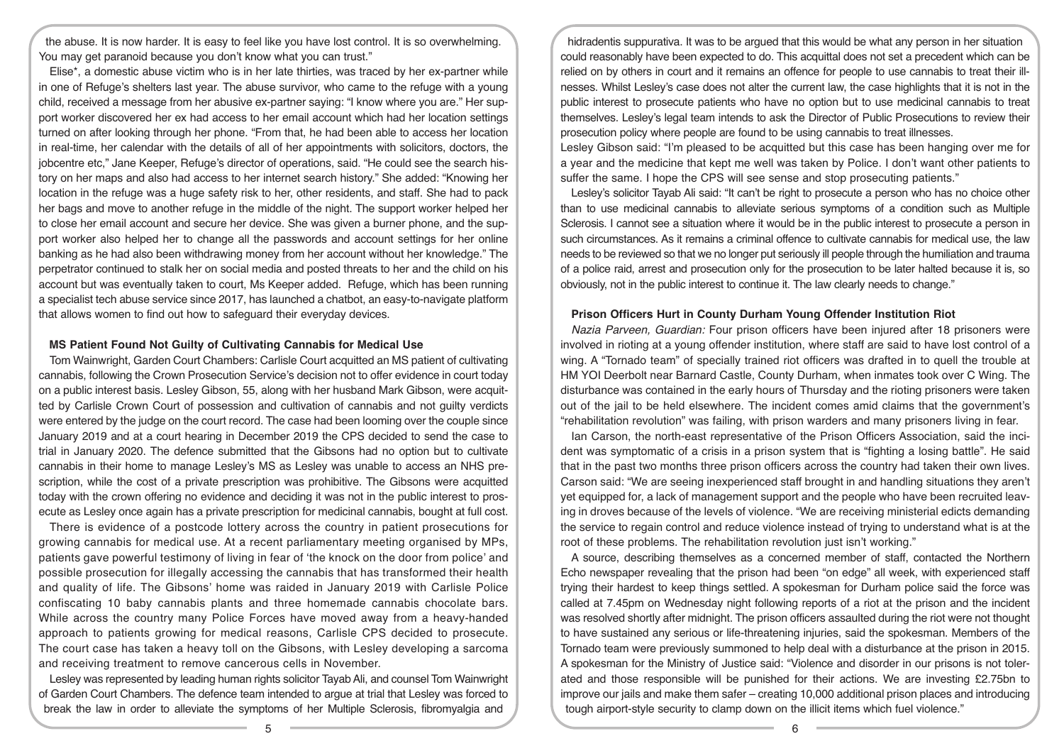the abuse. It is now harder. It is easy to feel like you have lost control. It is so overwhelming. You may get paranoid because you don't know what you can trust."

Elise*, a domestic abuse victim who is in her late thirties, was traced by her ex-partner while in one of Refuge's shelters last year. The abuse survivor, who came to the refuge with a young child, received a message from her abusive ex-partner saying: "I know where you are." Her support worker discovered her ex had access to her email account which had her location settings turned on after looking through her phone. "From that, he had been able to access her location in real-time, her calendar with the details of all of her appointments with solicitors, doctors, the jobcentre etc," Jane Keeper, Refuge's director of operations, said. "He could see the search history on her maps and also had access to her internet search history." She added: "Knowing her location in the refuge was a huge safety risk to her, other residents, and staff. She had to pack her bags and move to another refuge in the middle of the night. The support worker helped her to close her email account and secure her device. She was given a burner phone, and the support worker also helped her to change all the passwords and account settings for her online banking as he had also been withdrawing money from her account without her knowledge." The perpetrator continued to stalk her on social media and posted threats to her and the child on his account but was eventually taken to court, Ms Keeper added. Refuge, which has been running a specialist tech abuse service since 2017, has launched a chatbot, an easy-to-navigate platform that allows women to find out how to safeguard their everyday devices.

### MS Patient Found Not Guilty of Cultivating Cannabis for Medical Use

Tom Wainwright, Garden Court Chambers: Carlisle Court acquitted an MS patient of cultivating cannabis, following the Crown Prosecution Service's decision not to offer evidence in court today on a public interest basis. Lesley Gibson, 55, along with her husband Mark Gibson, were acquitted by Carlisle Crown Court of possession and cultivation of cannabis and not guilty verdicts were entered by the judge on the court record. The case had been looming over the couple since January 2019 and at a court hearing in December 2019 the CPS decided to send the case to trial in January 2020. The defence submitted that the Gibsons had no option but to cultivate cannabis in their home to manage Lesley's MS as Lesley was unable to access an NHS prescription, while the cost of a private prescription was prohibitive. The Gibsons were acquitted today with the crown offering no evidence and deciding it was not in the public interest to prosecute as Lesley once again has a private prescription for medicinal cannabis, bought at full cost.

There is evidence of a postcode lottery across the country in patient prosecutions for growing cannabis for medical use. At a recent parliamentary meeting organised by MPs, patients gave powerful testimony of living in fear of 'the knock on the door from police' and possible prosecution for illegally accessing the cannabis that has transformed their health and quality of life. The Gibsons' home was raided in January 2019 with Carlisle Police confiscating 10 baby cannabis plants and three homemade cannabis chocolate bars. While across the country many Police Forces have moved away from a heavy-handed approach to patients growing for medical reasons, Carlisle CPS decided to prosecute. The court case has taken a heavy toll on the Gibsons, with Lesley developing a sarcoma and receiving treatment to remove cancerous cells in November.

Lesley was represented by leading human rights solicitor Tayab Ali, and counsel Tom Wainwright of Garden Court Chambers. The defence team intended to argue at trial that Lesley was forced to break the law in order to alleviate the symptoms of her Multiple Sclerosis, fibromyalgia and hidradentis suppurativa. It was to be argued that this would be what any person in her situation could reasonably have been expected to do. This acquittal does not set a precedent which can be relied on by others in court and it remains an offence for people to use cannabis to treat their illnesses. Whilst Lesley's case does not alter the current law, the case highlights that it is not in the public interest to prosecute patients who have no option but to use medicinal cannabis to treat themselves. Lesley's legal team intends to ask the Director of Public Prosecutions to review their prosecution policy where people are found to be using cannabis to treat illnesses.

Lesley Gibson said: "I'm pleased to be acquitted but this case has been hanging over me for a year and the medicine that kept me well was taken by Police. I don't want other patients to suffer the same. I hope the CPS will see sense and stop prosecuting patients."

Lesley's solicitor Tayab Ali said: "It can't be right to prosecute a person who has no choice other than to use medicinal cannabis to alleviate serious symptoms of a condition such as Multiple Sclerosis. I cannot see a situation where it would be in the public interest to prosecute a person in such circumstances. As it remains a criminal offence to cultivate cannabis for medical use, the law needs to be reviewed so that we no longer put seriously ill people through the humiliation and trauma of a police raid, arrest and prosecution only for the prosecution to be later halted because it is, so obviously, not in the public interest to continue it. The law clearly needs to change."

### Prison Officers Hurt in County Durham Young Offender Institution Riot

*Nazia Parveen, Guardian:* Four prison officers have been injured after 18 prisoners were involved in rioting at a young offender institution, where staff are said to have lost control of a wing. A "Tornado team" of specially trained riot officers was drafted in to quell the trouble at HM YOI Deerbolt near Barnard Castle, County Durham, when inmates took over C Wing. The disturbance was contained in the early hours of Thursday and the rioting prisoners were taken out of the jail to be held elsewhere. The incident comes amid claims that the government's "rehabilitation revolution" was failing, with prison warders and many prisoners living in fear.

Ian Carson, the north-east representative of the Prison Officers Association, said the incident was symptomatic of a crisis in a prison system that is "fighting a losing battle". He said that in the past two months three prison officers across the country had taken their own lives. Carson said: "We are seeing inexperienced staff brought in and handling situations they aren't yet equipped for, a lack of management support and the people who have been recruited leaving in droves because of the levels of violence. "We are receiving ministerial edicts demanding the service to regain control and reduce violence instead of trying to understand what is at the root of these problems. The rehabilitation revolution just isn't working."

A source, describing themselves as a concerned member of staff, contacted the Northern Echo newspaper revealing that the prison had been "on edge" all week, with experienced staff trying their hardest to keep things settled. A spokesman for Durham police said the force was called at 7.45pm on Wednesday night following reports of a riot at the prison and the incident was resolved shortly after midnight. The prison officers assaulted during the riot were not thought to have sustained any serious or life-threatening injuries, said the spokesman. Members of the Tornado team were previously summoned to help deal with a disturbance at the prison in 2015. A spokesman for the Ministry of Justice said: "Violence and disorder in our prisons is not tolerated and those responsible will be punished for their actions. We are investing £2.75bn to improve our jails and make them safer – creating 10,000 additional prison places and introducing tough airport-style security to clamp down on the illicit items which fuel violence."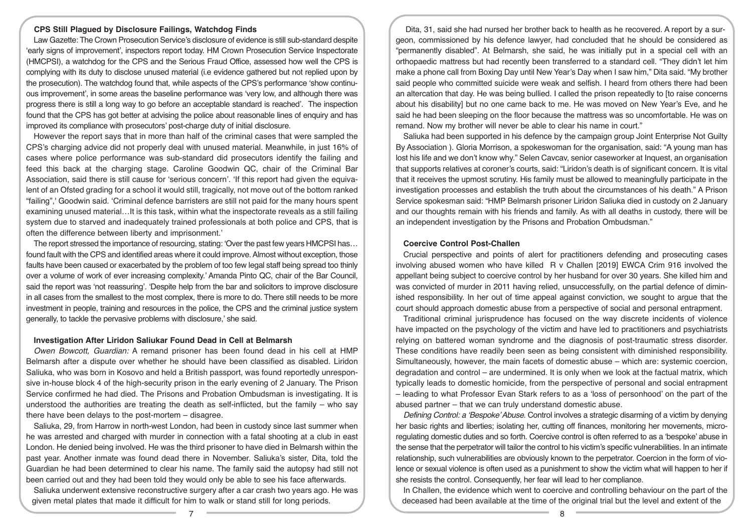### CPS Still Plagued by Disclosure Failings, Watchdog Finds

Law Gazette: The Crown Prosecution Service's disclosure of evidence is still sub-standard despite 'early signs of improvement', inspectors report today. HM Crown Prosecution Service Inspectorate (HMCPSI), a watchdog for the CPS and the Serious Fraud Office, assessed how well the CPS is complying with its duty to disclose unused material (i.e evidence gathered but not replied upon by the prosecution). The watchdog found that, while aspects of the CPS's performance 'show continuous improvement', in some areas the baseline performance was 'very low, and although there was progress there is still a long way to go before an acceptable standard is reached'. The inspection found that the CPS has got better at advising the police about reasonable lines of enquiry and has improved its compliance with prosecutors' post-charge duty of initial disclosure.

However the report says that in more than half of the criminal cases that were sampled the CPS's charging advice did not properly deal with unused material. Meanwhile, in just 16% of cases where police performance was sub-standard did prosecutors identify the failing and feed this back at the charging stage. Caroline Goodwin QC, chair of the Criminal Bar Association, said there is still cause for 'serious concern'. 'If this report had given the equivalent of an Ofsted grading for a school it would still, tragically, not move out of the bottom ranked "failing",' Goodwin said. 'Criminal defence barristers are still not paid for the many hours spent examining unused material…It is this task, within what the inspectorate reveals as a still failing system due to starved and inadequately trained professionals at both police and CPS, that is often the difference between liberty and imprisonment.'

The report stressed the importance of resourcing, stating: 'Over the past few years HMCPSI has…found fault with the CPS and identified areas where it could improve. Almost without exception, those faults have been caused or exacerbated by the problem of too few legal staff being spread too thinly over a volume of work of ever increasing complexity.' Amanda Pinto QC, chair of the Bar Council, said the report was 'not reassuring'. 'Despite help from the bar and solicitors to improve disclosure in all cases from the smallest to the most complex, there is more to do. There still needs to be more investment in people, training and resources in the police, the CPS and the criminal justice system generally, to tackle the pervasive problems with disclosure,' she said.

### Investigation After Liridon Saliukar Found Dead in Cell at Belmarsh

*Owen Bowcott, Guardian:* A remand prisoner has been found dead in his cell at HMP Belmarsh after a dispute over whether he should have been classified as disabled. Liridon Saliuka, who was born in Kosovo and held a British passport, was found reportedly unresponsive in-house block 4 of the high-security prison in the early evening of 2 January. The Prison Service confirmed he had died. The Prisons and Probation Ombudsman is investigating. It is understood the authorities are treating the death as self-inflicted, but the family – who say there have been delays to the post-mortem – disagree.

Saliuka, 29, from Harrow in north-west London, had been in custody since last summer when he was arrested and charged with murder in connection with a fatal shooting at a club in east London. He denied being involved. He was the third prisoner to have died in Belmarsh within the past year. Another inmate was found dead there in November. Saliuka's sister, Dita, told the Guardian he had been determined to clear his name. The family said the autopsy had still not been carried out and they had been told they would only be able to see his face afterwards.

Saliuka underwent extensive reconstructive surgery after a car crash two years ago. He was given metal plates that made it difficult for him to walk or stand still for long periods.

Dita, 31, said she had nursed her brother back to health as he recovered. A report by a surgeon, commissioned by his defence lawyer, had concluded that he should be considered as "permanently disabled". At Belmarsh, she said, he was initially put in a special cell with an orthopaedic mattress but had recently been transferred to a standard cell. "They didn't let him make a phone call from Boxing Day until New Year's Day when I saw him," Dita said. "My brother said people who committed suicide were weak and selfish. I heard from others there had been an altercation that day. He was being bullied. I called the prison repeatedly to [to raise concerns about his disability] but no one came back to me. He was moved on New Year's Eve, and he said he had been sleeping on the floor because the mattress was so uncomfortable. He was on remand. Now my brother will never be able to clear his name in court."

Saliuka had been supported in his defence by the campaign group Joint Enterprise Not Guilty By Association ). Gloria Morrison, a spokeswoman for the organisation, said: "A young man has lost his life and we don't know why." Selen Cavcav, senior caseworker at Inquest, an organisation that supports relatives at coroner's courts, said: "Liridon's death is of significant concern. It is vital that it receives the upmost scrutiny. His family must be allowed to meaningfully participate in the investigation processes and establish the truth about the circumstances of his death." A Prison Service spokesman said: "HMP Belmarsh prisoner Liridon Saliuka died in custody on 2 January and our thoughts remain with his friends and family. As with all deaths in custody, there will be an independent investigation by the Prisons and Probation Ombudsman."

### Coercive Control Post-Challen

Crucial perspective and points of alert for practitioners defending and prosecuting cases involving abused women who have killed R v Challen [2019] EWCA Crim 916 involved the appellant being subject to coercive control by her husband for over 30 years. She killed him and was convicted of murder in 2011 having relied, unsuccessfully, on the partial defence of diminished responsibility. In her out of time appeal against conviction, we sought to argue that the court should approach domestic abuse from a perspective of social and personal entrapment.

Traditional criminal jurisprudence has focused on the way discrete incidents of violence have impacted on the psychology of the victim and have led to practitioners and psychiatrists relying on battered woman syndrome and the diagnosis of post-traumatic stress disorder. These conditions have readily been seen as being consistent with diminished responsibility. Simultaneously, however, the main facets of domestic abuse – which are: systemic coercion, degradation and control – are undermined. It is only when we look at the factual matrix, which typically leads to domestic homicide, from the perspective of personal and social entrapment – leading to what Professor Evan Stark refers to as a 'loss of personhood' on the part of the abused partner – that we can truly understand domestic abuse.

*Defining Control: a 'Bespoke' Abuse.* Control involves a strategic disarming of a victim by denying her basic rights and liberties; isolating her, cutting off finances, monitoring her movements, micro-regulating domestic duties and so forth. Coercive control is often referred to as a 'bespoke' abuse in the sense that the perpetrator will tailor the control to his victim's specific vulnerabilities. In an intimate relationship, such vulnerabilities are obviously known to the perpetrator. Coercion in the form of violence or sexual violence is often used as a punishment to show the victim what will happen to her if she resists the control. Consequently, her fear will lead to her compliance.

In Challen, the evidence which went to coercive and controlling behaviour on the part of the deceased had been available at the time of the original trial but the level and extent of the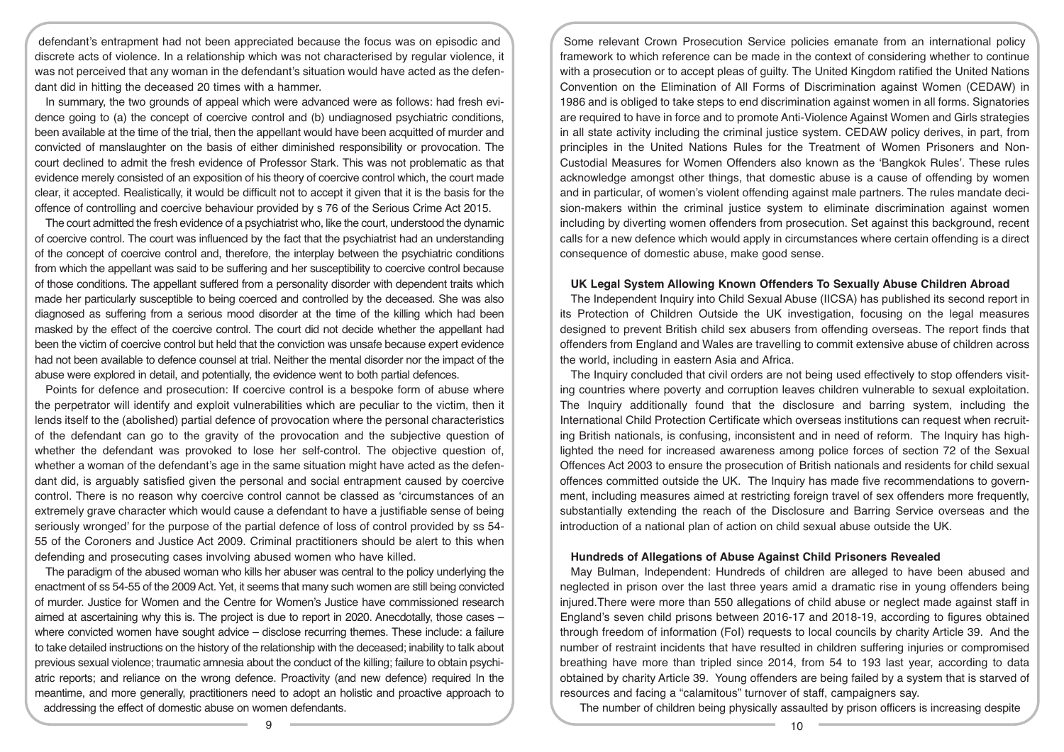defendant's entrapment had not been appreciated because the focus was on episodic and discrete acts of violence. In a relationship which was not characterised by regular violence, it was not perceived that any woman in the defendant's situation would have acted as the defendant did in hitting the deceased 20 times with a hammer.

In summary, the two grounds of appeal which were advanced were as follows: had fresh evidence going to (a) the concept of coercive control and (b) undiagnosed psychiatric conditions, been available at the time of the trial, then the appellant would have been acquitted of murder and convicted of manslaughter on the basis of either diminished responsibility or provocation. The court declined to admit the fresh evidence of Professor Stark. This was not problematic as that evidence merely consisted of an exposition of his theory of coercive control which, the court made clear, it accepted. Realistically, it would be difficult not to accept it given that it is the basis for the offence of controlling and coercive behaviour provided by s 76 of the Serious Crime Act 2015.

The court admitted the fresh evidence of a psychiatrist who, like the court, understood the dynamic of coercive control. The court was influenced by the fact that the psychiatrist had an understanding of the concept of coercive control and, therefore, the interplay between the psychiatric conditions from which the appellant was said to be suffering and her susceptibility to coercive control because of those conditions. The appellant suffered from a personality disorder with dependent traits which made her particularly susceptible to being coerced and controlled by the deceased. She was also diagnosed as suffering from a serious mood disorder at the time of the killing which had been masked by the effect of the coercive control. The court did not decide whether the appellant had been the victim of coercive control but held that the conviction was unsafe because expert evidence had not been available to defence counsel at trial. Neither the mental disorder nor the impact of the abuse were explored in detail, and potentially, the evidence went to both partial defences.

Points for defence and prosecution: If coercive control is a bespoke form of abuse where the perpetrator will identify and exploit vulnerabilities which are peculiar to the victim, then it lends itself to the (abolished) partial defence of provocation where the personal characteristics of the defendant can go to the gravity of the provocation and the subjective question of whether the defendant was provoked to lose her self-control. The objective question of, whether a woman of the defendant's age in the same situation might have acted as the defendant did, is arguably satisfied given the personal and social entrapment caused by coercive control. There is no reason why coercive control cannot be classed as 'circumstances of an extremely grave character which would cause a defendant to have a justifiable sense of being seriously wronged' for the purpose of the partial defence of loss of control provided by ss 54-55 of the Coroners and Justice Act 2009. Criminal practitioners should be alert to this when defending and prosecuting cases involving abused women who have killed.

The paradigm of the abused woman who kills her abuser was central to the policy underlying the enactment of ss 54-55 of the 2009 Act. Yet, it seems that many such women are still being convicted of murder. Justice for Women and the Centre for Women's Justice have commissioned research aimed at ascertaining why this is. The project is due to report in 2020. Anecdotally, those cases – where convicted women have sought advice – disclose recurring themes. These include: a failure to take detailed instructions on the history of the relationship with the deceased; inability to talk about previous sexual violence; traumatic amnesia about the conduct of the killing; failure to obtain psychiatric reports; and reliance on the wrong defence. Proactivity (and new defence) required In the meantime, and more generally, practitioners need to adopt an holistic and proactive approach to addressing the effect of domestic abuse on women defendants.

Some relevant Crown Prosecution Service policies emanate from an international policy framework to which reference can be made in the context of considering whether to continue with a prosecution or to accept pleas of guilty. The United Kingdom ratified the United Nations Convention on the Elimination of All Forms of Discrimination against Women (CEDAW) in 1986 and is obliged to take steps to end discrimination against women in all forms. Signatories are required to have in force and to promote Anti-Violence Against Women and Girls strategies in all state activity including the criminal justice system. CEDAW policy derives, in part, from principles in the United Nations Rules for the Treatment of Women Prisoners and Non-Custodial Measures for Women Offenders also known as the 'Bangkok Rules'. These rules acknowledge amongst other things, that domestic abuse is a cause of offending by women and in particular, of women's violent offending against male partners. The rules mandate decision-makers within the criminal justice system to eliminate discrimination against women including by diverting women offenders from prosecution. Set against this background, recent calls for a new defence which would apply in circumstances where certain offending is a direct consequence of domestic abuse, make good sense.

### UK Legal System Allowing Known Offenders To Sexually Abuse Children Abroad

The Independent Inquiry into Child Sexual Abuse (IICSA) has published its second report in its Protection of Children Outside the UK investigation, focusing on the legal measures designed to prevent British child sex abusers from offending overseas. The report finds that offenders from England and Wales are travelling to commit extensive abuse of children across the world, including in eastern Asia and Africa.

The Inquiry concluded that civil orders are not being used effectively to stop offenders visiting countries where poverty and corruption leaves children vulnerable to sexual exploitation. The Inquiry additionally found that the disclosure and barring system, including the International Child Protection Certificate which overseas institutions can request when recruiting British nationals, is confusing, inconsistent and in need of reform. The Inquiry has highlighted the need for increased awareness among police forces of section 72 of the Sexual Offences Act 2003 to ensure the prosecution of British nationals and residents for child sexual offences committed outside the UK. The Inquiry has made five recommendations to government, including measures aimed at restricting foreign travel of sex offenders more frequently, substantially extending the reach of the Disclosure and Barring Service overseas and the introduction of a national plan of action on child sexual abuse outside the UK.

### Hundreds of Allegations of Abuse Against Child Prisoners Revealed

May Bulman, Independent: Hundreds of children are alleged to have been abused and neglected in prison over the last three years amid a dramatic rise in young offenders being injured.There were more than 550 allegations of child abuse or neglect made against staff in England's seven child prisons between 2016-17 and 2018-19, according to figures obtained through freedom of information (FoI) requests to local councils by charity Article 39. And the number of restraint incidents that have resulted in children suffering injuries or compromised breathing have more than tripled since 2014, from 54 to 193 last year, according to data obtained by charity Article 39. Young offenders are being failed by a system that is starved of resources and facing a "calamitous" turnover of staff, campaigners say.

The number of children being physically assaulted by prison officers is increasing despite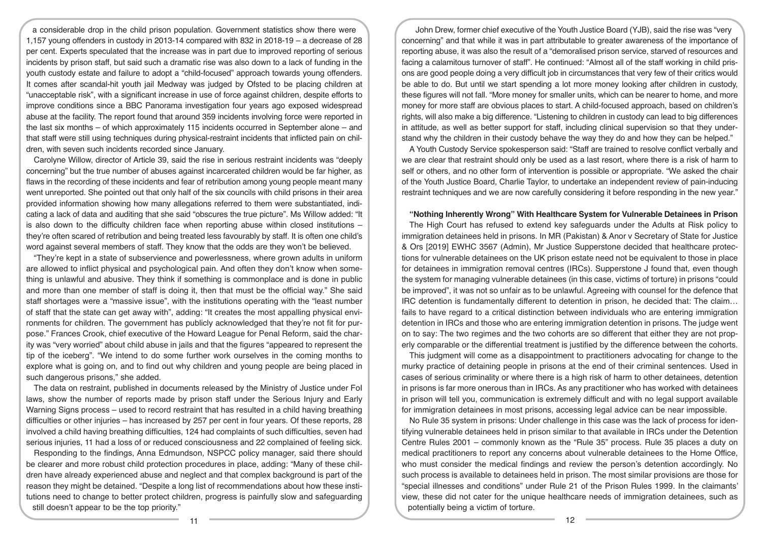a considerable drop in the child prison population. Government statistics show there were 1,157 young offenders in custody in 2013-14 compared with 832 in 2018-19 – a decrease of 28 per cent. Experts speculated that the increase was in part due to improved reporting of serious incidents by prison staff, but said such a dramatic rise was also down to a lack of funding in the youth custody estate and failure to adopt a "child-focused" approach towards young offenders. It comes after scandal-hit youth jail Medway was judged by Ofsted to be placing children at "unacceptable risk", with a significant increase in use of force against children, despite efforts to improve conditions since a BBC Panorama investigation four years ago exposed widespread abuse at the facility. The report found that around 359 incidents involving force were reported in the last six months – of which approximately 115 incidents occurred in September alone – and that staff were still using techniques during physical-restraint incidents that inflicted pain on children, with seven such incidents recorded since January.

Carolyne Willow, director of Article 39, said the rise in serious restraint incidents was "deeply concerning" but the true number of abuses against incarcerated children would be far higher, as flaws in the recording of these incidents and fear of retribution among young people meant many went unreported. She pointed out that only half of the six councils with child prisons in their area provided information showing how many allegations referred to them were substantiated, indicating a lack of data and auditing that she said "obscures the true picture". Ms Willow added: "It is also down to the difficulty children face when reporting abuse within closed institutions – they're often scared of retribution and being treated less favourably by staff. It is often one child's word against several members of staff. They know that the odds are they won't be believed.

"They're kept in a state of subservience and powerlessness, where grown adults in uniform are allowed to inflict physical and psychological pain. And often they don't know when something is unlawful and abusive. They think if something is commonplace and is done in public and more than one member of staff is doing it, then that must be the official way." She said staff shortages were a "massive issue", with the institutions operating with the "least number of staff that the state can get away with", adding: "It creates the most appalling physical environments for children. The government has publicly acknowledged that they're not fit for purpose." Frances Crook, chief executive of the Howard League for Penal Reform, said the charity was "very worried" about child abuse in jails and that the figures "appeared to represent the tip of the iceberg". "We intend to do some further work ourselves in the coming months to explore what is going on, and to find out why children and young people are being placed in such dangerous prisons," she added.

The data on restraint, published in documents released by the Ministry of Justice under FoI laws, show the number of reports made by prison staff under the Serious Injury and Early Warning Signs process – used to record restraint that has resulted in a child having breathing difficulties or other injuries – has increased by 257 per cent in four years. Of these reports, 28 involved a child having breathing difficulties, 124 had complaints of such difficulties, seven had serious injuries, 11 had a loss of or reduced consciousness and 22 complained of feeling sick.

Responding to the findings, Anna Edmundson, NSPCC policy manager, said there should be clearer and more robust child protection procedures in place, adding: "Many of these children have already experienced abuse and neglect and that complex background is part of the reason they might be detained. "Despite a long list of recommendations about how these institutions need to change to better protect children, progress is painfully slow and safeguarding still doesn't appear to be the top priority."

John Drew, former chief executive of the Youth Justice Board (YJB), said the rise was "very concerning" and that while it was in part attributable to greater awareness of the importance of reporting abuse, it was also the result of a "demoralised prison service, starved of resources and facing a calamitous turnover of staff". He continued: "Almost all of the staff working in child prisons are good people doing a very difficult job in circumstances that very few of their critics would be able to do. But until we start spending a lot more money looking after children in custody, these figures will not fall. "More money for smaller units, which can be nearer to home, and more money for more staff are obvious places to start. A child-focused approach, based on children's rights, will also make a big difference. "Listening to children in custody can lead to big differences in attitude, as well as better support for staff, including clinical supervision so that they understand why the children in their custody behave the way they do and how they can be helped."

A Youth Custody Service spokesperson said: "Staff are trained to resolve conflict verbally and we are clear that restraint should only be used as a last resort, where there is a risk of harm to self or others, and no other form of intervention is possible or appropriate. "We asked the chair of the Youth Justice Board, Charlie Taylor, to undertake an independent review of pain-inducing restraint techniques and we are now carefully considering it before responding in the new year."

## "Nothing Inherently Wrong" With Healthcare System for Vulnerable Detainees in Prison

The High Court has refused to extend key safeguards under the Adults at Risk policy to immigration detainees held in prisons. In MR (Pakistan) & Anor v Secretary of State for Justice & Ors [2019] EWHC 3567 (Admin), Mr Justice Supperstone decided that healthcare protections for vulnerable detainees on the UK prison estate need not be equivalent to those in place for detainees in immigration removal centres (IRCs). Supperstone J found that, even though the system for managing vulnerable detainees (in this case, victims of torture) in prisons "could be improved", it was not so unfair as to be unlawful. Agreeing with counsel for the defence that IRC detention is fundamentally different to detention in prison, he decided that: The claim… fails to have regard to a critical distinction between individuals who are entering immigration detention in IRCs and those who are entering immigration detention in prisons. The judge went on to say: The two regimes and the two cohorts are so different that either they are not properly comparable or the differential treatment is justified by the difference between the cohorts.

This judgment will come as a disappointment to practitioners advocating for change to the murky practice of detaining people in prisons at the end of their criminal sentences. Used in cases of serious criminality or where there is a high risk of harm to other detainees, detention in prisons is far more onerous than in IRCs. As any practitioner who has worked with detainees in prison will tell you, communication is extremely difficult and with no legal support available for immigration detainees in most prisons, accessing legal advice can be near impossible.

**No Rule 35 system in prisons:** Under challenge in this case was the lack of process for identifying vulnerable detainees held in prison similar to that available in IRCs under the Detention Centre Rules 2001 – commonly known as the "Rule 35" process. Rule 35 places a duty on medical practitioners to report any concerns about vulnerable detainees to the Home Office, who must consider the medical findings and review the person's detention accordingly. No such process is available to detainees held in prison. The most similar provisions are those for "special illnesses and conditions" under Rule 21 of the Prison Rules 1999. In the claimants' view, these did not cater for the unique healthcare needs of immigration detainees, such as potentially being a victim of torture.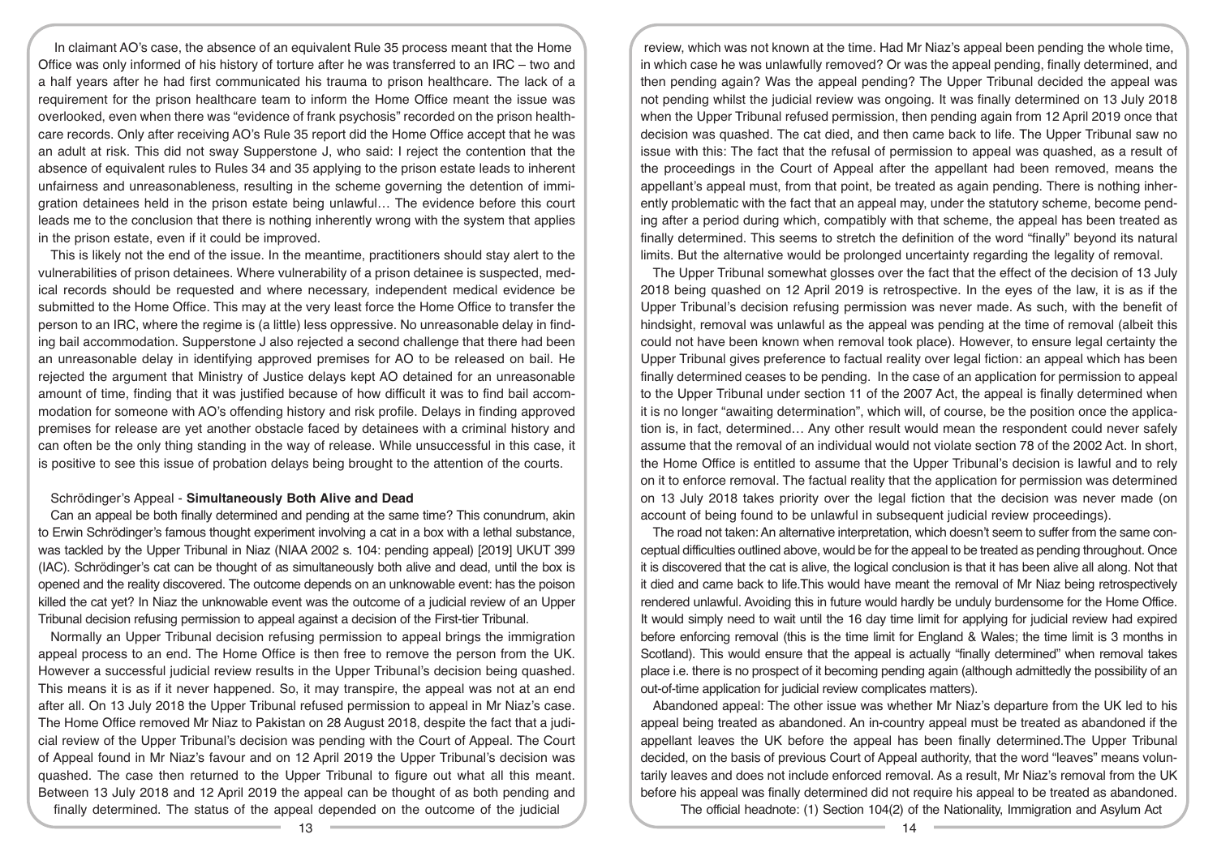In claimant AO's case, the absence of an equivalent Rule 35 process meant that the Home Office was only informed of his history of torture after he was transferred to an IRC – two and a half years after he had first communicated his trauma to prison healthcare. The lack of a requirement for the prison healthcare team to inform the Home Office meant the issue was overlooked, even when there was "evidence of frank psychosis" recorded on the prison healthcare records. Only after receiving AO's Rule 35 report did the Home Office accept that he was an adult at risk. This did not sway Supperstone J, who said: I reject the contention that the absence of equivalent rules to Rules 34 and 35 applying to the prison estate leads to inherent unfairness and unreasonableness, resulting in the scheme governing the detention of immigration detainees held in the prison estate being unlawful… The evidence before this court leads me to the conclusion that there is nothing inherently wrong with the system that applies in the prison estate, even if it could be improved.

This is likely not the end of the issue. In the meantime, practitioners should stay alert to the vulnerabilities of prison detainees. Where vulnerability of a prison detainee is suspected, medical records should be requested and where necessary, independent medical evidence be submitted to the Home Office. This may at the very least force the Home Office to transfer the person to an IRC, where the regime is (a little) less oppressive. No unreasonable delay in finding bail accommodation. Supperstone J also rejected a second challenge that there had been an unreasonable delay in identifying approved premises for AO to be released on bail. He rejected the argument that Ministry of Justice delays kept AO detained for an unreasonable amount of time, finding that it was justified because of how difficult it was to find bail accommodation for someone with AO's offending history and risk profile. Delays in finding approved premises for release are yet another obstacle faced by detainees with a criminal history and can often be the only thing standing in the way of release. While unsuccessful in this case, it is positive to see this issue of probation delays being brought to the attention of the courts.

## Schrödinger's Appeal - **Simultaneously Both Alive and Dead**

Can an appeal be both finally determined and pending at the same time? This conundrum, akin to Erwin Schrödinger's famous thought experiment involving a cat in a box with a lethal substance, was tackled by the Upper Tribunal in Niaz (NIAA 2002 s. 104: pending appeal) [2019] UKUT 399 (IAC). Schrödinger's cat can be thought of as simultaneously both alive and dead, until the box is opened and the reality discovered. The outcome depends on an unknowable event: has the poison killed the cat yet? In Niaz the unknowable event was the outcome of a judicial review of an Upper Tribunal decision refusing permission to appeal against a decision of the First-tier Tribunal.

Normally an Upper Tribunal decision refusing permission to appeal brings the immigration appeal process to an end. The Home Office is then free to remove the person from the UK. However a successful judicial review results in the Upper Tribunal's decision being quashed. This means it is as if it never happened. So, it may transpire, the appeal was not at an end after all. On 13 July 2018 the Upper Tribunal refused permission to appeal in Mr Niaz's case. The Home Office removed Mr Niaz to Pakistan on 28 August 2018, despite the fact that a judicial review of the Upper Tribunal's decision was pending with the Court of Appeal. The Court of Appeal found in Mr Niaz's favour and on 12 April 2019 the Upper Tribunal's decision was quashed. The case then returned to the Upper Tribunal to figure out what all this meant. Between 13 July 2018 and 12 April 2019 the appeal can be thought of as both pending and finally determined. The status of the appeal depended on the outcome of the judicial review, which was not known at the time. Had Mr Niaz's appeal been pending the whole time, in which case he was unlawfully removed? Or was the appeal pending, finally determined, and then pending again? Was the appeal pending? The Upper Tribunal decided the appeal was not pending whilst the judicial review was ongoing. It was finally determined on 13 July 2018 when the Upper Tribunal refused permission, then pending again from 12 April 2019 once that decision was quashed. The cat died, and then came back to life. The Upper Tribunal saw no issue with this: The fact that the refusal of permission to appeal was quashed, as a result of the proceedings in the Court of Appeal after the appellant had been removed, means the appellant's appeal must, from that point, be treated as again pending. There is nothing inherently problematic with the fact that an appeal may, under the statutory scheme, become pending after a period during which, compatibly with that scheme, the appeal has been treated as finally determined. This seems to stretch the definition of the word "finally" beyond its natural limits. But the alternative would be prolonged uncertainty regarding the legality of removal.

The Upper Tribunal somewhat glosses over the fact that the effect of the decision of 13 July 2018 being quashed on 12 April 2019 is retrospective. In the eyes of the law, it is as if the Upper Tribunal's decision refusing permission was never made. As such, with the benefit of hindsight, removal was unlawful as the appeal was pending at the time of removal (albeit this could not have been known when removal took place). However, to ensure legal certainty the Upper Tribunal gives preference to factual reality over legal fiction: an appeal which has been finally determined ceases to be pending. In the case of an application for permission to appeal to the Upper Tribunal under section 11 of the 2007 Act, the appeal is finally determined when it is no longer "awaiting determination", which will, of course, be the position once the application is, in fact, determined… Any other result would mean the respondent could never safely assume that the removal of an individual would not violate section 78 of the 2002 Act. In short, the Home Office is entitled to assume that the Upper Tribunal's decision is lawful and to rely on it to enforce removal. The factual reality that the application for permission was determined on 13 July 2018 takes priority over the legal fiction that the decision was never made (on account of being found to be unlawful in subsequent judicial review proceedings).

The road not taken: An alternative interpretation, which doesn't seem to suffer from the same conceptual difficulties outlined above, would be for the appeal to be treated as pending throughout. Once it is discovered that the cat is alive, the logical conclusion is that it has been alive all along. Not that it died and came back to life.This would have meant the removal of Mr Niaz being retrospectively rendered unlawful. Avoiding this in future would hardly be unduly burdensome for the Home Office. It would simply need to wait until the 16 day time limit for applying for judicial review had expired before enforcing removal (this is the time limit for England & Wales; the time limit is 3 months in Scotland). This would ensure that the appeal is actually "finally determined" when removal takes place i.e. there is no prospect of it becoming pending again (although admittedly the possibility of an out-of-time application for judicial review complicates matters).

Abandoned appeal: The other issue was whether Mr Niaz's departure from the UK led to his appeal being treated as abandoned. An in-country appeal must be treated as abandoned if the appellant leaves the UK before the appeal has been finally determined.The Upper Tribunal decided, on the basis of previous Court of Appeal authority, that the word "leaves" means voluntarily leaves and does not include enforced removal. As a result, Mr Niaz's removal from the UK before his appeal was finally determined did not require his appeal to be treated as abandoned.

The official headnote: (1) Section 104(2) of the Nationality, Immigration and Asylum Act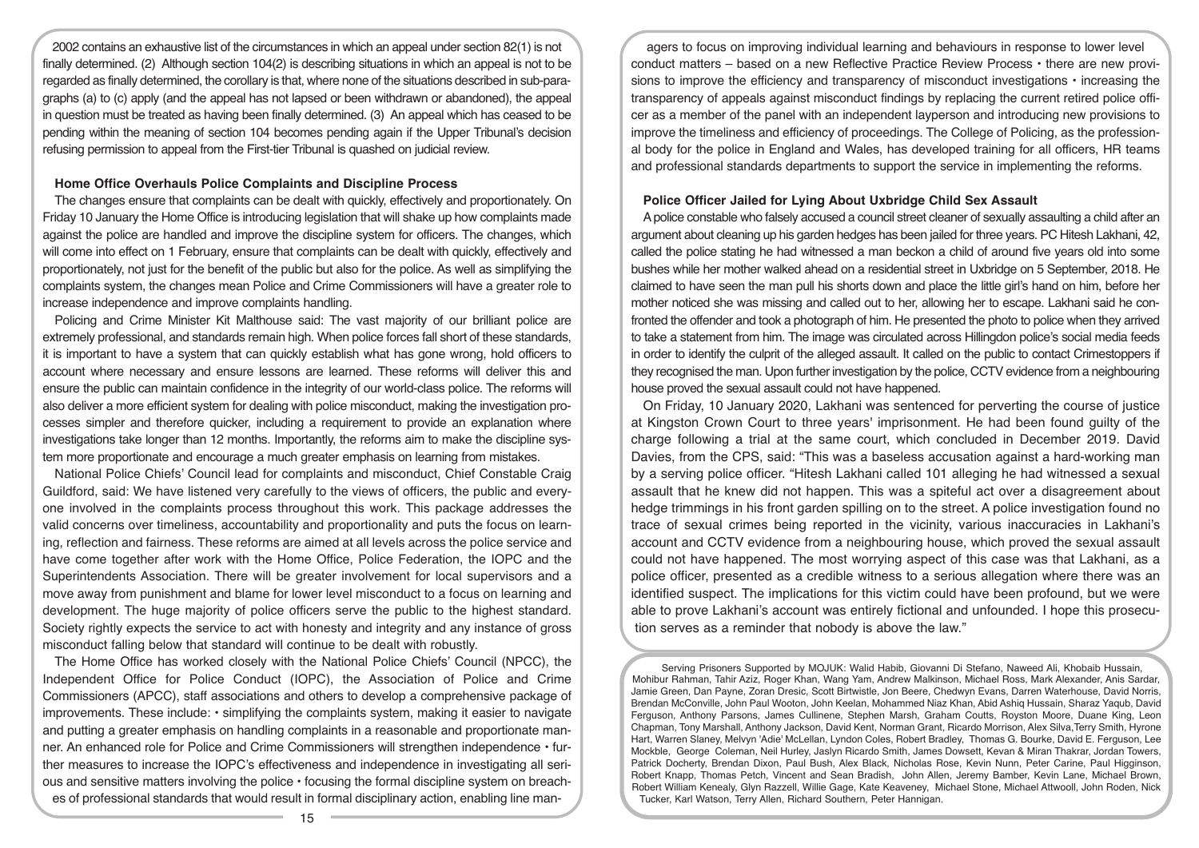2002 contains an exhaustive list of the circumstances in which an appeal under section 82(1) is not finally determined. (2) Although section 104(2) is describing situations in which an appeal is not to be regarded as finally determined, the corollary is that, where none of the situations described in sub-paragraphs (a) to (c) apply (and the appeal has not lapsed or been withdrawn or abandoned), the appeal in question must be treated as having been finally determined. (3) An appeal which has ceased to be pending within the meaning of section 104 becomes pending again if the Upper Tribunal's decision refusing permission to appeal from the First-tier Tribunal is quashed on judicial review.

### Home Office Overhauls Police Complaints and Discipline Process

The changes ensure that complaints can be dealt with quickly, effectively and proportionately. On Friday 10 January the Home Office is introducing legislation that will shake up how complaints made against the police are handled and improve the discipline system for officers. The changes, which will come into effect on 1 February, ensure that complaints can be dealt with quickly, effectively and proportionately, not just for the benefit of the public but also for the police. As well as simplifying the complaints system, the changes mean Police and Crime Commissioners will have a greater role to increase independence and improve complaints handling.

Policing and Crime Minister Kit Malthouse said: The vast majority of our brilliant police are extremely professional, and standards remain high. When police forces fall short of these standards, it is important to have a system that can quickly establish what has gone wrong, hold officers to account where necessary and ensure lessons are learned. These reforms will deliver this and ensure the public can maintain confidence in the integrity of our world-class police. The reforms will also deliver a more efficient system for dealing with police misconduct, making the investigation processes simpler and therefore quicker, including a requirement to provide an explanation where investigations take longer than 12 months. Importantly, the reforms aim to make the discipline system more proportionate and encourage a much greater emphasis on learning from mistakes.

National Police Chiefs' Council lead for complaints and misconduct, Chief Constable Craig Guildford, said: We have listened very carefully to the views of officers, the public and everyone involved in the complaints process throughout this work. This package addresses the valid concerns over timeliness, accountability and proportionality and puts the focus on learning, reflection and fairness. These reforms are aimed at all levels across the police service and have come together after work with the Home Office, Police Federation, the IOPC and the Superintendents Association. There will be greater involvement for local supervisors and a move away from punishment and blame for lower level misconduct to a focus on learning and development. The huge majority of police officers serve the public to the highest standard. Society rightly expects the service to act with honesty and integrity and any instance of gross misconduct falling below that standard will continue to be dealt with robustly.

The Home Office has worked closely with the National Police Chiefs' Council (NPCC), the Independent Office for Police Conduct (IOPC), the Association of Police and Crime Commissioners (APCC), staff associations and others to develop a comprehensive package of improvements. These include: • simplifying the complaints system, making it easier to navigate and putting a greater emphasis on handling complaints in a reasonable and proportionate manner. An enhanced role for Police and Crime Commissioners will strengthen independence • further measures to increase the IOPC's effectiveness and independence in investigating all serious and sensitive matters involving the police • focusing the formal discipline system on breaches of professional standards that would result in formal disciplinary action, enabling line managers to focus on improving individual learning and behaviours in response to lower level conduct matters – based on a new Reflective Practice Review Process • there are new provisions to improve the efficiency and transparency of misconduct investigations • increasing the transparency of appeals against misconduct findings by replacing the current retired police officer as a member of the panel with an independent layperson and introducing new provisions to improve the timeliness and efficiency of proceedings. The College of Policing, as the professional body for the police in England and Wales, has developed training for all officers, HR teams and professional standards departments to support the service in implementing the reforms.

### Police Officer Jailed for Lying About Uxbridge Child Sex Assault

A police constable who falsely accused a council street cleaner of sexually assaulting a child after an argument about cleaning up his garden hedges has been jailed for three years. PC Hitesh Lakhani, 42, called the police stating he had witnessed a man beckon a child of around five years old into some bushes while her mother walked ahead on a residential street in Uxbridge on 5 September, 2018. He claimed to have seen the man pull his shorts down and place the little girl's hand on him, before her mother noticed she was missing and called out to her, allowing her to escape. Lakhani said he confronted the offender and took a photograph of him. He presented the photo to police when they arrived to take a statement from him. The image was circulated across Hillingdon police's social media feeds in order to identify the culprit of the alleged assault. It called on the public to contact Crimestoppers if they recognised the man. Upon further investigation by the police, CCTV evidence from a neighbouring house proved the sexual assault could not have happened.

On Friday, 10 January 2020, Lakhani was sentenced for perverting the course of justice at Kingston Crown Court to three years' imprisonment. He had been found guilty of the charge following a trial at the same court, which concluded in December 2019. David Davies, from the CPS, said: "This was a baseless accusation against a hard-working man by a serving police officer. "Hitesh Lakhani called 101 alleging he had witnessed a sexual assault that he knew did not happen. This was a spiteful act over a disagreement about hedge trimmings in his front garden spilling on to the street. A police investigation found no trace of sexual crimes being reported in the vicinity, various inaccuracies in Lakhani's account and CCTV evidence from a neighbouring house, which proved the sexual assault could not have happened. The most worrying aspect of this case was that Lakhani, as a police officer, presented as a credible witness to a serious allegation where there was an identified suspect. The implications for this victim could have been profound, but we were able to prove Lakhani's account was entirely fictional and unfounded. I hope this prosecution serves as a reminder that nobody is above the law."

Serving Prisoners Supported by MOJUK: Walid Habib, Giovanni Di Stefano, Naweed Ali, Khobaib Hussain, Mohibur Rahman, Tahir Aziz, Roger Khan, Wang Yam, Andrew Malkinson, Michael Ross, Mark Alexander, Anis Sardar, Jamie Green, Dan Payne, Zoran Dresic, Scott Birtwistle, Jon Beere, Chedwyn Evans, Darren Waterhouse, David Norris, Brendan McConville, John Paul Wooton, John Keelan, Mohammed Niaz Khan, Abid Ashiq Hussain, Sharaz Yaqub, David Ferguson, Anthony Parsons, James Cullinene, Stephen Marsh, Graham Coutts, Royston Moore, Duane King, Leon Chapman, Tony Marshall, Anthony Jackson, David Kent, Norman Grant, Ricardo Morrison, Alex Silva, Terry Smith, Hyrone Hart, Warren Slaney, Melvyn 'Adie' McLellan, Lyndon Coles, Robert Bradley, Thomas G. Bourke, David E. Ferguson, Lee Mockble, George Coleman, Neil Hurley, Jaslyn Ricardo Smith, James Dowsett, Kevan & Miran Thakrar, Jordan Towers, Patrick Docherty, Brendan Dixon, Paul Bush, Alex Black, Nicholas Rose, Kevin Nunn, Peter Carine, Paul Higginson, Robert Knapp, Thomas Petch, Vincent and Sean Bradish, John Allen, Jeremy Bamber, Kevin Lane, Michael Brown, Robert William Kenealy, Glyn Razzell, Willie Gage, Kate Keaveney, Michael Stone, Michael Attwooll, John Roden, Nick Tucker, Karl Watson, Terry Allen, Richard Southern, Peter Hannigan.